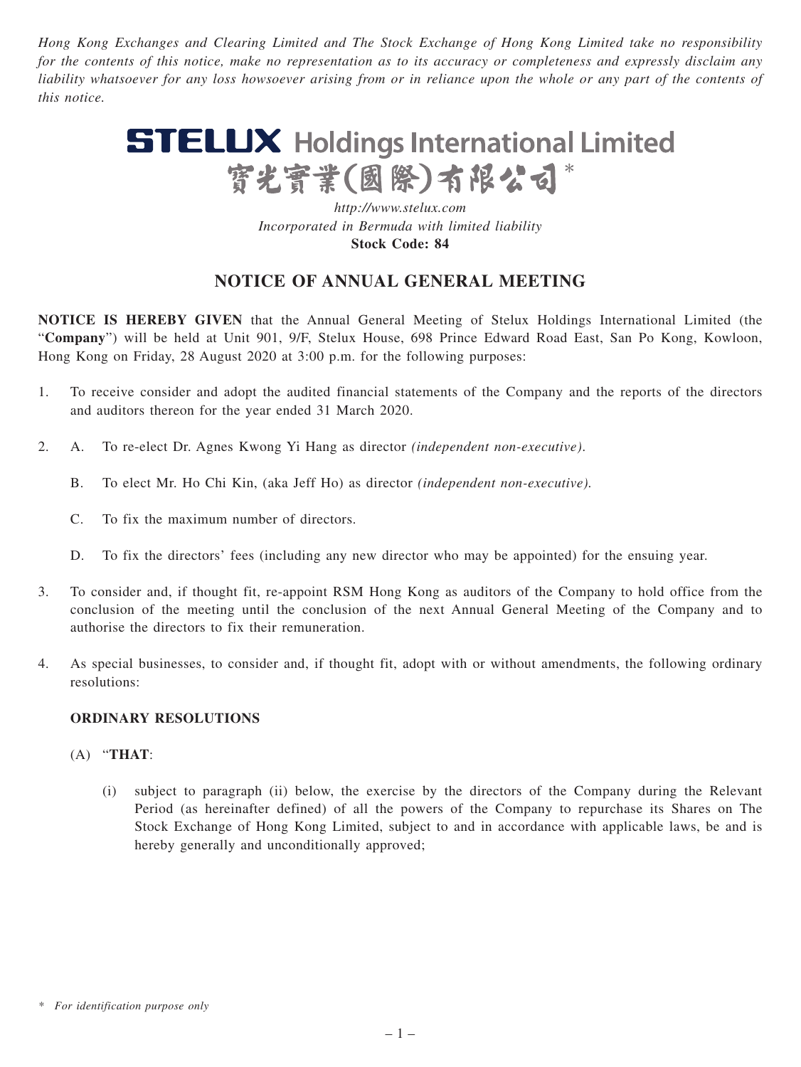*Hong Kong Exchanges and Clearing Limited and The Stock Exchange of Hong Kong Limited take no responsibility for the contents of this notice, make no representation as to its accuracy or completeness and expressly disclaim any liability whatsoever for any loss howsoever arising from or in reliance upon the whole or any part of the contents of this notice.*

# STELUX Holdings International Limited
# 寶光實業(國際)有限公司*

*http://www.stelux.com*
*Incorporated in Bermuda with limited liability*
**Stock Code: 84**

## NOTICE OF ANNUAL GENERAL MEETING

**NOTICE IS HEREBY GIVEN** that the Annual General Meeting of Stelux Holdings International Limited (the "**Company**") will be held at Unit 901, 9/F, Stelux House, 698 Prince Edward Road East, San Po Kong, Kowloon, Hong Kong on Friday, 28 August 2020 at 3:00 p.m. for the following purposes:

1. To receive consider and adopt the audited financial statements of the Company and the reports of the directors and auditors thereon for the year ended 31 March 2020.

2. A. To re-elect Dr. Agnes Kwong Yi Hang as director *(independent non-executive)*.

   B. To elect Mr. Ho Chi Kin, (aka Jeff Ho) as director *(independent non-executive)*.

   C. To fix the maximum number of directors.

   D. To fix the directors' fees (including any new director who may be appointed) for the ensuing year.

3. To consider and, if thought fit, re-appoint RSM Hong Kong as auditors of the Company to hold office from the conclusion of the meeting until the conclusion of the next Annual General Meeting of the Company and to authorise the directors to fix their remuneration.

4. As special businesses, to consider and, if thought fit, adopt with or without amendments, the following ordinary resolutions:

   **ORDINARY RESOLUTIONS**

   (A) "**THAT**:

   (i) subject to paragraph (ii) below, the exercise by the directors of the Company during the Relevant Period (as hereinafter defined) of all the powers of the Company to repurchase its Shares on The Stock Exchange of Hong Kong Limited, subject to and in accordance with applicable laws, be and is hereby generally and unconditionally approved;

\* *For identification purpose only*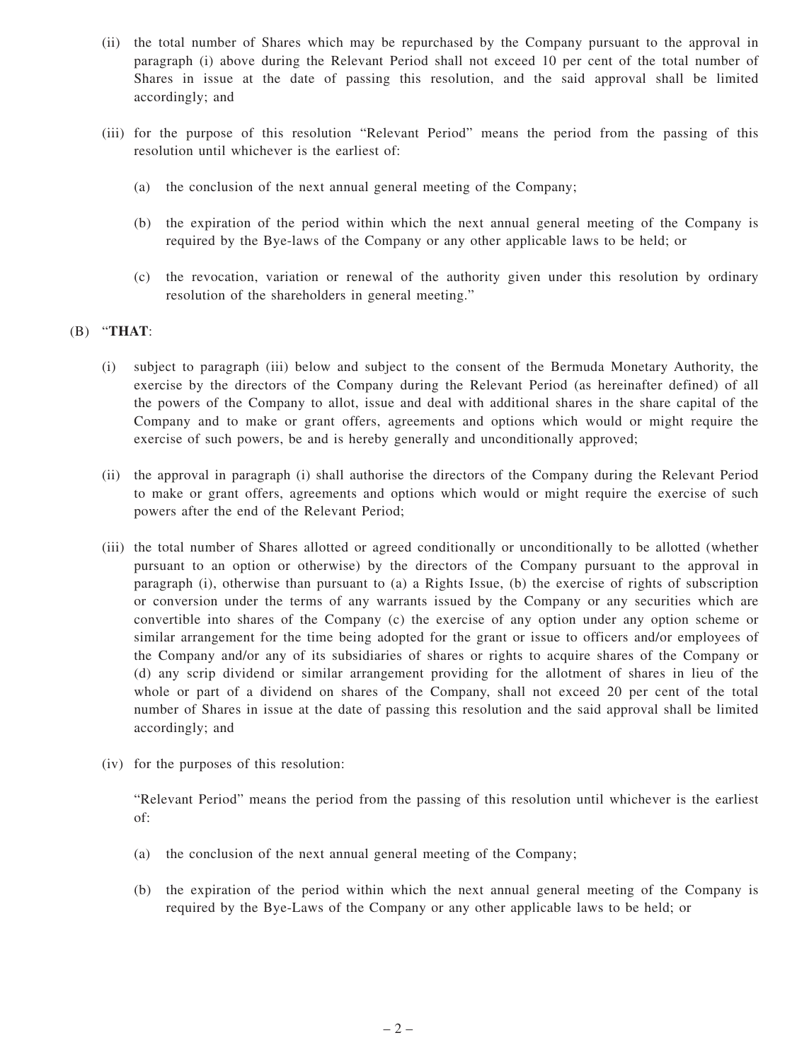(ii) the total number of Shares which may be repurchased by the Company pursuant to the approval in paragraph (i) above during the Relevant Period shall not exceed 10 per cent of the total number of Shares in issue at the date of passing this resolution, and the said approval shall be limited accordingly; and

(iii) for the purpose of this resolution "Relevant Period" means the period from the passing of this resolution until whichever is the earliest of:

(a) the conclusion of the next annual general meeting of the Company;

(b) the expiration of the period within which the next annual general meeting of the Company is required by the Bye-laws of the Company or any other applicable laws to be held; or

(c) the revocation, variation or renewal of the authority given under this resolution by ordinary resolution of the shareholders in general meeting."

(B) "**THAT**:

(i) subject to paragraph (iii) below and subject to the consent of the Bermuda Monetary Authority, the exercise by the directors of the Company during the Relevant Period (as hereinafter defined) of all the powers of the Company to allot, issue and deal with additional shares in the share capital of the Company and to make or grant offers, agreements and options which would or might require the exercise of such powers, be and is hereby generally and unconditionally approved;

(ii) the approval in paragraph (i) shall authorise the directors of the Company during the Relevant Period to make or grant offers, agreements and options which would or might require the exercise of such powers after the end of the Relevant Period;

(iii) the total number of Shares allotted or agreed conditionally or unconditionally to be allotted (whether pursuant to an option or otherwise) by the directors of the Company pursuant to the approval in paragraph (i), otherwise than pursuant to (a) a Rights Issue, (b) the exercise of rights of subscription or conversion under the terms of any warrants issued by the Company or any securities which are convertible into shares of the Company (c) the exercise of any option under any option scheme or similar arrangement for the time being adopted for the grant or issue to officers and/or employees of the Company and/or any of its subsidiaries of shares or rights to acquire shares of the Company or (d) any scrip dividend or similar arrangement providing for the allotment of shares in lieu of the whole or part of a dividend on shares of the Company, shall not exceed 20 per cent of the total number of Shares in issue at the date of passing this resolution and the said approval shall be limited accordingly; and

(iv) for the purposes of this resolution:

"Relevant Period" means the period from the passing of this resolution until whichever is the earliest of:

(a) the conclusion of the next annual general meeting of the Company;

(b) the expiration of the period within which the next annual general meeting of the Company is required by the Bye-Laws of the Company or any other applicable laws to be held; or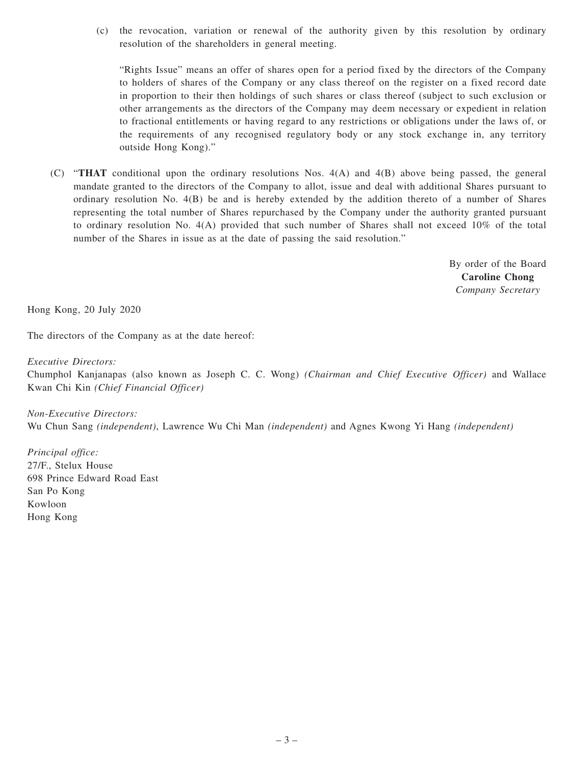(c) the revocation, variation or renewal of the authority given by this resolution by ordinary resolution of the shareholders in general meeting.

"Rights Issue" means an offer of shares open for a period fixed by the directors of the Company to holders of shares of the Company or any class thereof on the register on a fixed record date in proportion to their then holdings of such shares or class thereof (subject to such exclusion or other arrangements as the directors of the Company may deem necessary or expedient in relation to fractional entitlements or having regard to any restrictions or obligations under the laws of, or the requirements of any recognised regulatory body or any stock exchange in, any territory outside Hong Kong)."

(C) "**THAT** conditional upon the ordinary resolutions Nos. 4(A) and 4(B) above being passed, the general mandate granted to the directors of the Company to allot, issue and deal with additional Shares pursuant to ordinary resolution No. 4(B) be and is hereby extended by the addition thereto of a number of Shares representing the total number of Shares repurchased by the Company under the authority granted pursuant to ordinary resolution No. 4(A) provided that such number of Shares shall not exceed 10% of the total number of the Shares in issue as at the date of passing the said resolution."

By order of the Board
**Caroline Chong**
*Company Secretary*

Hong Kong, 20 July 2020

The directors of the Company as at the date hereof:

*Executive Directors:*
Chumphol Kanjanapas (also known as Joseph C. C. Wong) *(Chairman and Chief Executive Officer)* and Wallace Kwan Chi Kin *(Chief Financial Officer)*

*Non-Executive Directors:*
Wu Chun Sang *(independent)*, Lawrence Wu Chi Man *(independent)* and Agnes Kwong Yi Hang *(independent)*

*Principal office:*
27/F., Stelux House
698 Prince Edward Road East
San Po Kong
Kowloon
Hong Kong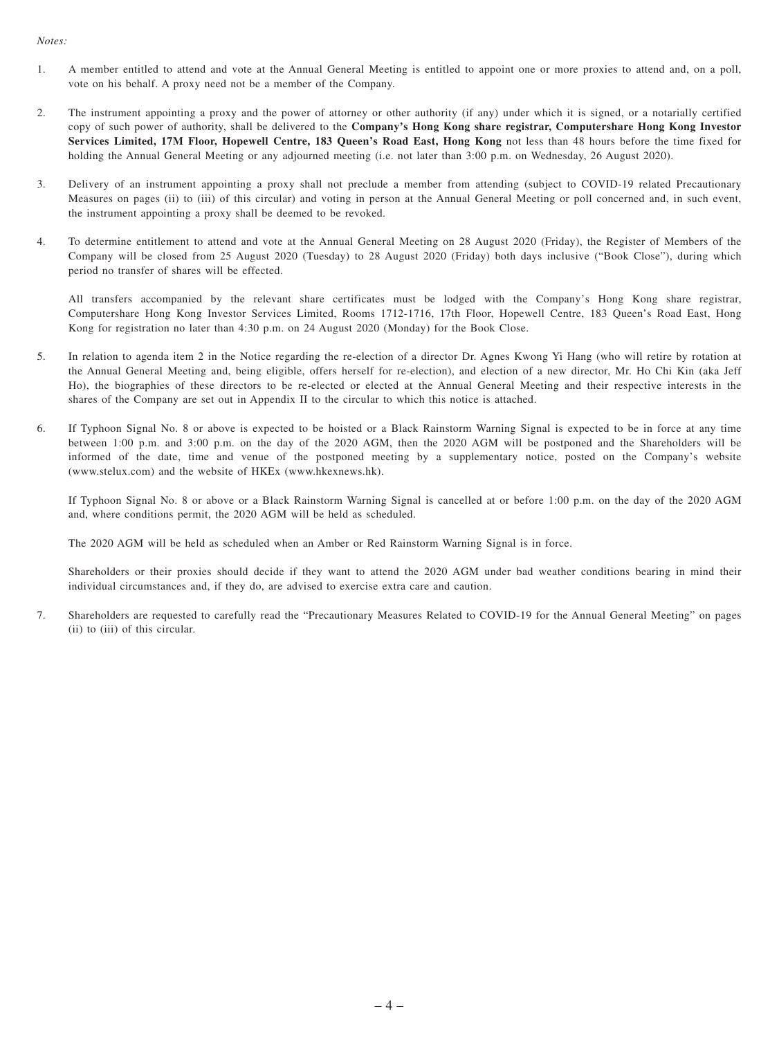*Notes:*

1. A member entitled to attend and vote at the Annual General Meeting is entitled to appoint one or more proxies to attend and, on a poll, vote on his behalf. A proxy need not be a member of the Company.

2. The instrument appointing a proxy and the power of attorney or other authority (if any) under which it is signed, or a notarially certified copy of such power of authority, shall be delivered to the **Company's Hong Kong share registrar, Computershare Hong Kong Investor Services Limited, 17M Floor, Hopewell Centre, 183 Queen's Road East, Hong Kong** not less than 48 hours before the time fixed for holding the Annual General Meeting or any adjourned meeting (i.e. not later than 3:00 p.m. on Wednesday, 26 August 2020).

3. Delivery of an instrument appointing a proxy shall not preclude a member from attending (subject to COVID-19 related Precautionary Measures on pages (ii) to (iii) of this circular) and voting in person at the Annual General Meeting or poll concerned and, in such event, the instrument appointing a proxy shall be deemed to be revoked.

4. To determine entitlement to attend and vote at the Annual General Meeting on 28 August 2020 (Friday), the Register of Members of the Company will be closed from 25 August 2020 (Tuesday) to 28 August 2020 (Friday) both days inclusive ("Book Close"), during which period no transfer of shares will be effected.

   All transfers accompanied by the relevant share certificates must be lodged with the Company's Hong Kong share registrar, Computershare Hong Kong Investor Services Limited, Rooms 1712-1716, 17th Floor, Hopewell Centre, 183 Queen's Road East, Hong Kong for registration no later than 4:30 p.m. on 24 August 2020 (Monday) for the Book Close.

5. In relation to agenda item 2 in the Notice regarding the re-election of a director Dr. Agnes Kwong Yi Hang (who will retire by rotation at the Annual General Meeting and, being eligible, offers herself for re-election), and election of a new director, Mr. Ho Chi Kin (aka Jeff Ho), the biographies of these directors to be re-elected or elected at the Annual General Meeting and their respective interests in the shares of the Company are set out in Appendix II to the circular to which this notice is attached.

6. If Typhoon Signal No. 8 or above is expected to be hoisted or a Black Rainstorm Warning Signal is expected to be in force at any time between 1:00 p.m. and 3:00 p.m. on the day of the 2020 AGM, then the 2020 AGM will be postponed and the Shareholders will be informed of the date, time and venue of the postponed meeting by a supplementary notice, posted on the Company's website (www.stelux.com) and the website of HKEx (www.hkexnews.hk).

   If Typhoon Signal No. 8 or above or a Black Rainstorm Warning Signal is cancelled at or before 1:00 p.m. on the day of the 2020 AGM and, where conditions permit, the 2020 AGM will be held as scheduled.

   The 2020 AGM will be held as scheduled when an Amber or Red Rainstorm Warning Signal is in force.

   Shareholders or their proxies should decide if they want to attend the 2020 AGM under bad weather conditions bearing in mind their individual circumstances and, if they do, are advised to exercise extra care and caution.

7. Shareholders are requested to carefully read the "Precautionary Measures Related to COVID-19 for the Annual General Meeting" on pages (ii) to (iii) of this circular.